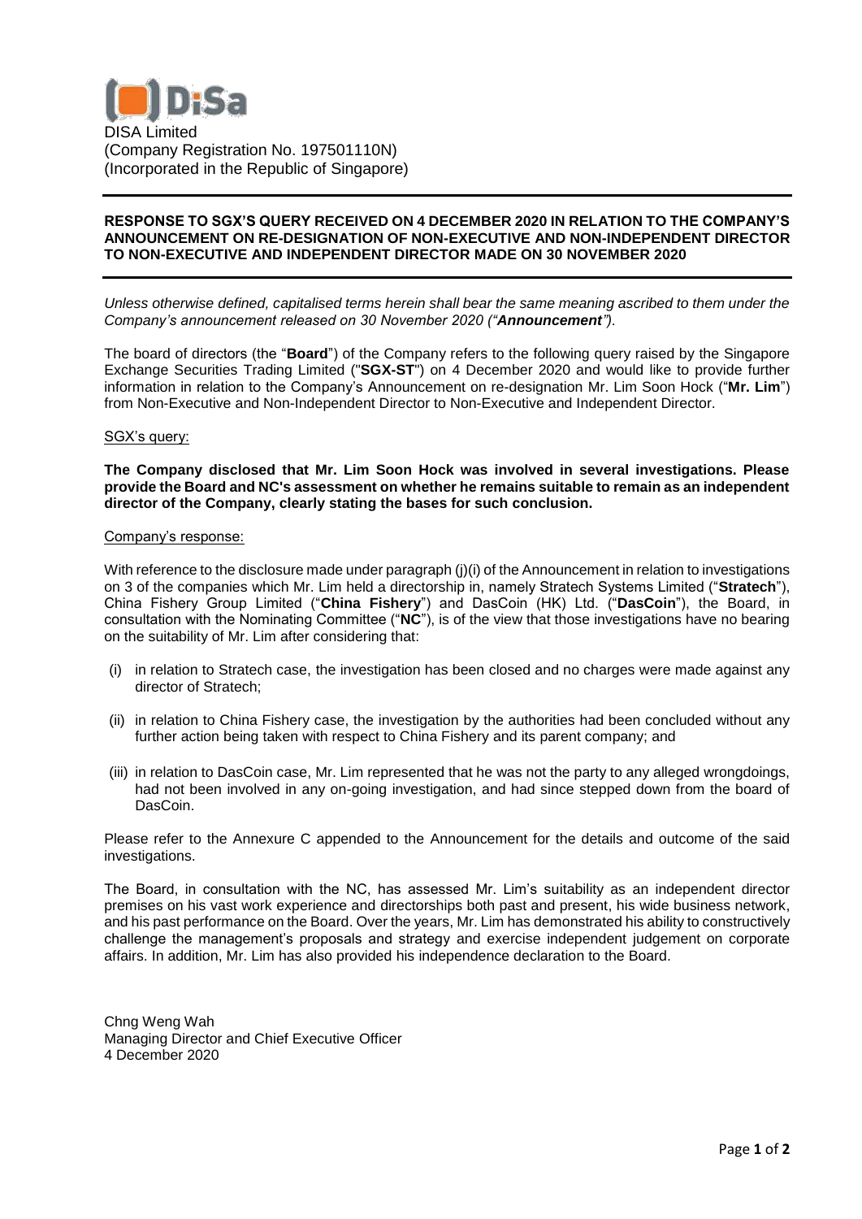DiSa

DISA Limited
(Company Registration No. 197501110N)
(Incorporated in the Republic of Singapore)

---

**RESPONSE TO SGX'S QUERY RECEIVED ON 4 DECEMBER 2020 IN RELATION TO THE COMPANY'S ANNOUNCEMENT ON RE-DESIGNATION OF NON-EXECUTIVE AND NON-INDEPENDENT DIRECTOR TO NON-EXECUTIVE AND INDEPENDENT DIRECTOR MADE ON 30 NOVEMBER 2020**

---

*Unless otherwise defined, capitalised terms herein shall bear the same meaning ascribed to them under the Company's announcement released on 30 November 2020 ("**Announcement**").*

The board of directors (the "**Board**") of the Company refers to the following query raised by the Singapore Exchange Securities Trading Limited ("**SGX-ST**") on 4 December 2020 and would like to provide further information in relation to the Company's Announcement on re-designation Mr. Lim Soon Hock ("**Mr. Lim**") from Non-Executive and Non-Independent Director to Non-Executive and Independent Director.

SGX's query:

**The Company disclosed that Mr. Lim Soon Hock was involved in several investigations. Please provide the Board and NC's assessment on whether he remains suitable to remain as an independent director of the Company, clearly stating the bases for such conclusion.**

Company's response:

With reference to the disclosure made under paragraph (j)(i) of the Announcement in relation to investigations on 3 of the companies which Mr. Lim held a directorship in, namely Stratech Systems Limited ("**Stratech**"), China Fishery Group Limited ("**China Fishery**") and DasCoin (HK) Ltd. ("**DasCoin**"), the Board, in consultation with the Nominating Committee ("**NC**"), is of the view that those investigations have no bearing on the suitability of Mr. Lim after considering that:

(i) in relation to Stratech case, the investigation has been closed and no charges were made against any director of Stratech;

(ii) in relation to China Fishery case, the investigation by the authorities had been concluded without any further action being taken with respect to China Fishery and its parent company; and

(iii) in relation to DasCoin case, Mr. Lim represented that he was not the party to any alleged wrongdoings, had not been involved in any on-going investigation, and had since stepped down from the board of DasCoin.

Please refer to the Annexure C appended to the Announcement for the details and outcome of the said investigations.

The Board, in consultation with the NC, has assessed Mr. Lim's suitability as an independent director premises on his vast work experience and directorships both past and present, his wide business network, and his past performance on the Board. Over the years, Mr. Lim has demonstrated his ability to constructively challenge the management's proposals and strategy and exercise independent judgement on corporate affairs. In addition, Mr. Lim has also provided his independence declaration to the Board.

Chng Weng Wah
Managing Director and Chief Executive Officer
4 December 2020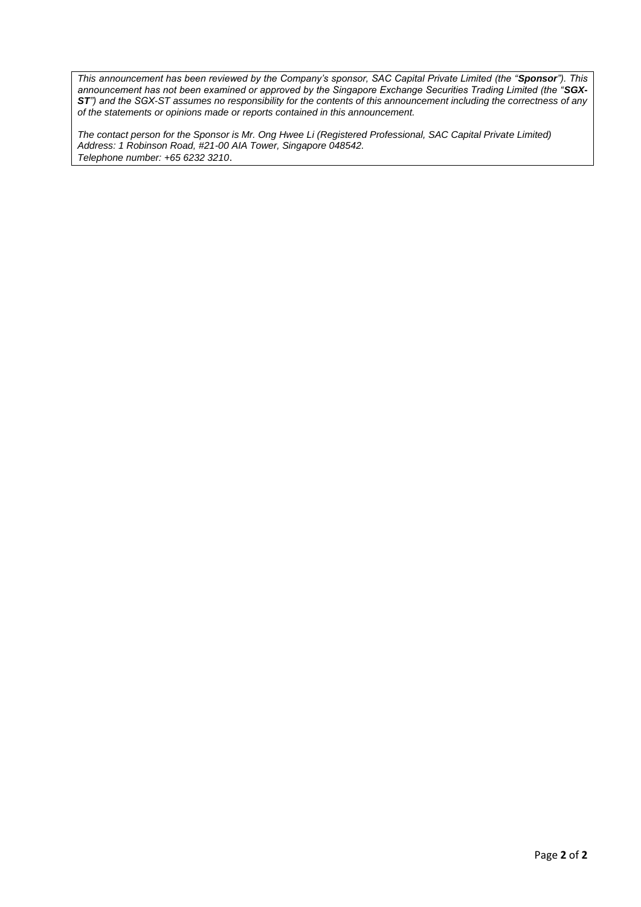*This announcement has been reviewed by the Company's sponsor, SAC Capital Private Limited (the "**Sponsor**"). This announcement has not been examined or approved by the Singapore Exchange Securities Trading Limited (the "**SGX-ST**") and the SGX-ST assumes no responsibility for the contents of this announcement including the correctness of any of the statements or opinions made or reports contained in this announcement.*

*The contact person for the Sponsor is Mr. Ong Hwee Li (Registered Professional, SAC Capital Private Limited)*
*Address: 1 Robinson Road, #21-00 AIA Tower, Singapore 048542.*
*Telephone number: +65 6232 3210*.